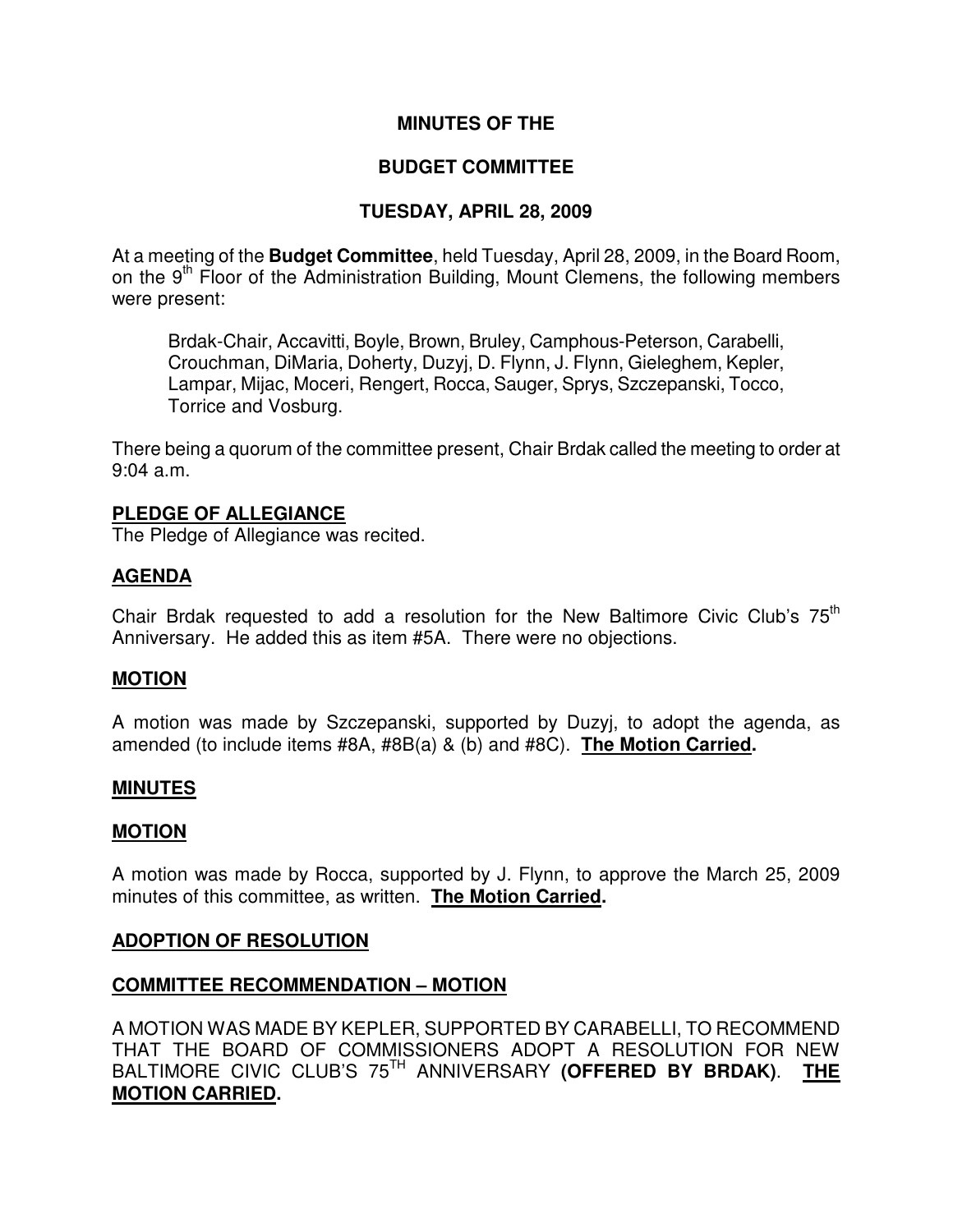# MINUTES OF THE

# BUDGET COMMITTEE

# TUESDAY, APRIL 28, 2009

At a meeting of the **Budget Committee**, held Tuesday, April 28, 2009, in the Board Room, on the 9th Floor of the Administration Building, Mount Clemens, the following members were present:

> Brdak-Chair, Accavitti, Boyle, Brown, Bruley, Camphous-Peterson, Carabelli, Crouchman, DiMaria, Doherty, Duzyj, D. Flynn, J. Flynn, Gieleghem, Kepler, Lampar, Mijac, Moceri, Rengert, Rocca, Sauger, Sprys, Szczepanski, Tocco, Torrice and Vosburg.

There being a quorum of the committee present, Chair Brdak called the meeting to order at 9:04 a.m.

**PLEDGE OF ALLEGIANCE**

The Pledge of Allegiance was recited.

**AGENDA**

Chair Brdak requested to add a resolution for the New Baltimore Civic Club's 75th Anniversary. He added this as item #5A. There were no objections.

**MOTION**

A motion was made by Szczepanski, supported by Duzyj, to adopt the agenda, as amended (to include items #8A, #8B(a) & (b) and #8C). **The Motion Carried.**

**MINUTES**

**MOTION**

A motion was made by Rocca, supported by J. Flynn, to approve the March 25, 2009 minutes of this committee, as written. **The Motion Carried.**

**ADOPTION OF RESOLUTION**

**COMMITTEE RECOMMENDATION – MOTION**

A MOTION WAS MADE BY KEPLER, SUPPORTED BY CARABELLI, TO RECOMMEND THAT THE BOARD OF COMMISSIONERS ADOPT A RESOLUTION FOR NEW BALTIMORE CIVIC CLUB'S 75TH ANNIVERSARY **(OFFERED BY BRDAK)**. **THE MOTION CARRIED.**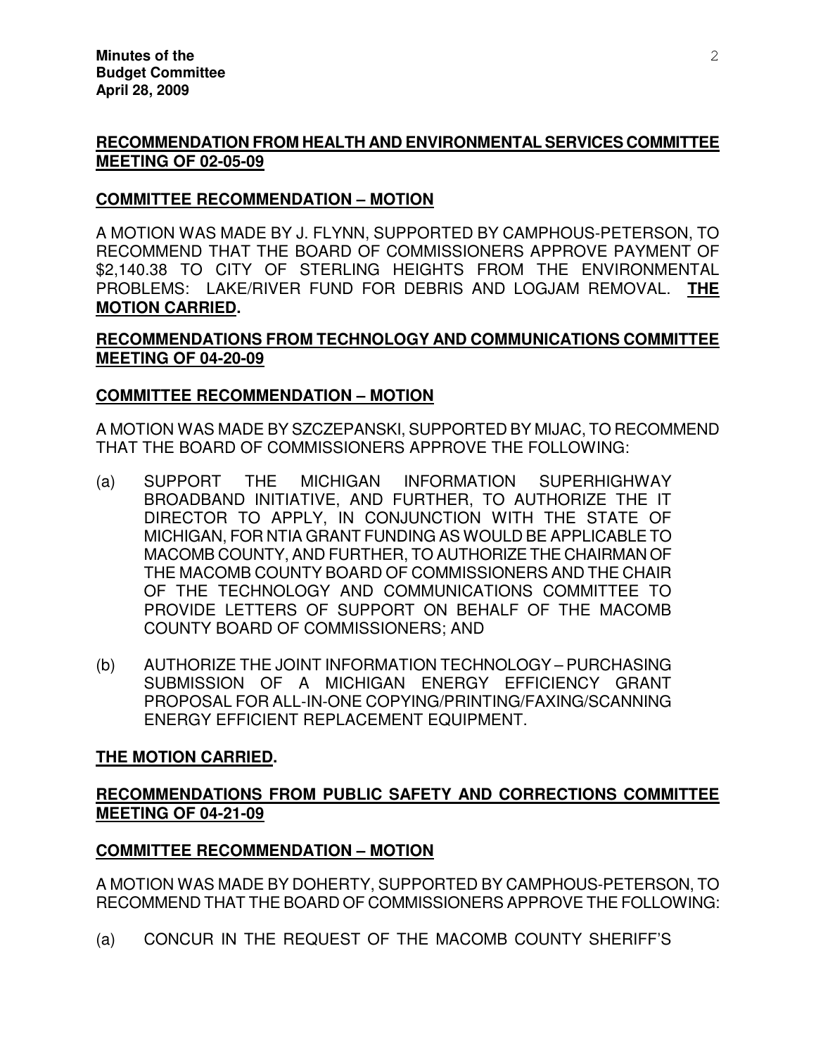**RECOMMENDATION FROM HEALTH AND ENVIRONMENTAL SERVICES COMMITTEE MEETING OF 02-05-09**

**COMMITTEE RECOMMENDATION – MOTION**

A MOTION WAS MADE BY J. FLYNN, SUPPORTED BY CAMPHOUS-PETERSON, TO RECOMMEND THAT THE BOARD OF COMMISSIONERS APPROVE PAYMENT OF $2,140.38 TO CITY OF STERLING HEIGHTS FROM THE ENVIRONMENTAL PROBLEMS: LAKE/RIVER FUND FOR DEBRIS AND LOGJAM REMOVAL. **THE MOTION CARRIED.**

**RECOMMENDATIONS FROM TECHNOLOGY AND COMMUNICATIONS COMMITTEE MEETING OF 04-20-09**

**COMMITTEE RECOMMENDATION – MOTION**

A MOTION WAS MADE BY SZCZEPANSKI, SUPPORTED BY MIJAC, TO RECOMMEND THAT THE BOARD OF COMMISSIONERS APPROVE THE FOLLOWING:

(a) SUPPORT THE MICHIGAN INFORMATION SUPERHIGHWAY BROADBAND INITIATIVE, AND FURTHER, TO AUTHORIZE THE IT DIRECTOR TO APPLY, IN CONJUNCTION WITH THE STATE OF MICHIGAN, FOR NTIA GRANT FUNDING AS WOULD BE APPLICABLE TO MACOMB COUNTY, AND FURTHER, TO AUTHORIZE THE CHAIRMAN OF THE MACOMB COUNTY BOARD OF COMMISSIONERS AND THE CHAIR OF THE TECHNOLOGY AND COMMUNICATIONS COMMITTEE TO PROVIDE LETTERS OF SUPPORT ON BEHALF OF THE MACOMB COUNTY BOARD OF COMMISSIONERS; AND

(b) AUTHORIZE THE JOINT INFORMATION TECHNOLOGY – PURCHASING SUBMISSION OF A MICHIGAN ENERGY EFFICIENCY GRANT PROPOSAL FOR ALL-IN-ONE COPYING/PRINTING/FAXING/SCANNING ENERGY EFFICIENT REPLACEMENT EQUIPMENT.

**THE MOTION CARRIED.**

**RECOMMENDATIONS FROM PUBLIC SAFETY AND CORRECTIONS COMMITTEE MEETING OF 04-21-09**

**COMMITTEE RECOMMENDATION – MOTION**

A MOTION WAS MADE BY DOHERTY, SUPPORTED BY CAMPHOUS-PETERSON, TO RECOMMEND THAT THE BOARD OF COMMISSIONERS APPROVE THE FOLLOWING:

(a) CONCUR IN THE REQUEST OF THE MACOMB COUNTY SHERIFF'S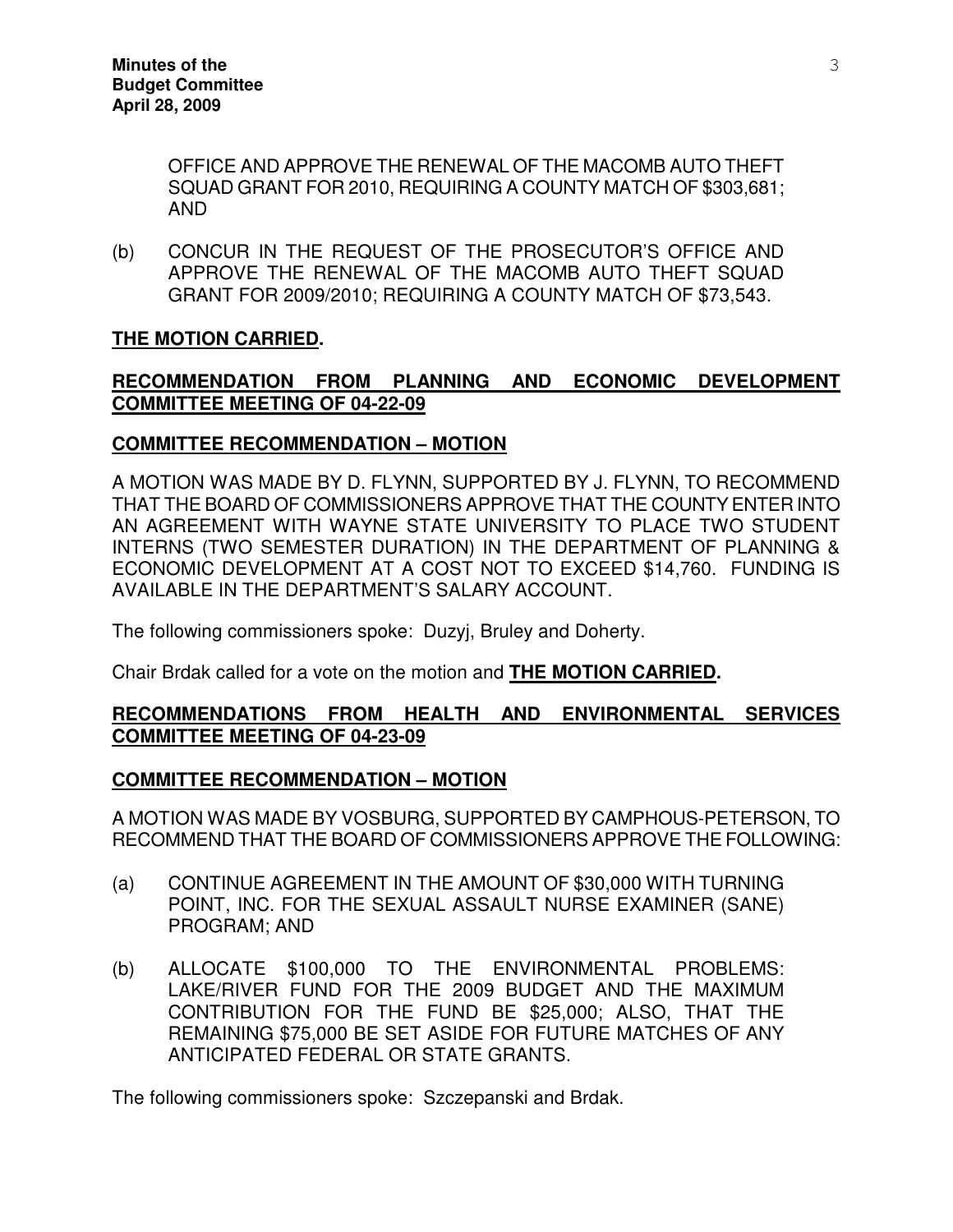OFFICE AND APPROVE THE RENEWAL OF THE MACOMB AUTO THEFT SQUAD GRANT FOR 2010, REQUIRING A COUNTY MATCH OF $303,681; AND

(b) CONCUR IN THE REQUEST OF THE PROSECUTOR'S OFFICE AND APPROVE THE RENEWAL OF THE MACOMB AUTO THEFT SQUAD GRANT FOR 2009/2010; REQUIRING A COUNTY MATCH OF $73,543.

**THE MOTION CARRIED.**

**RECOMMENDATION FROM PLANNING AND ECONOMIC DEVELOPMENT COMMITTEE MEETING OF 04-22-09**

**COMMITTEE RECOMMENDATION – MOTION**

A MOTION WAS MADE BY D. FLYNN, SUPPORTED BY J. FLYNN, TO RECOMMEND THAT THE BOARD OF COMMISSIONERS APPROVE THAT THE COUNTY ENTER INTO AN AGREEMENT WITH WAYNE STATE UNIVERSITY TO PLACE TWO STUDENT INTERNS (TWO SEMESTER DURATION) IN THE DEPARTMENT OF PLANNING & ECONOMIC DEVELOPMENT AT A COST NOT TO EXCEED $14,760. FUNDING IS AVAILABLE IN THE DEPARTMENT'S SALARY ACCOUNT.

The following commissioners spoke: Duzyj, Bruley and Doherty.

Chair Brdak called for a vote on the motion and **THE MOTION CARRIED.**

**RECOMMENDATIONS FROM HEALTH AND ENVIRONMENTAL SERVICES COMMITTEE MEETING OF 04-23-09**

**COMMITTEE RECOMMENDATION – MOTION**

A MOTION WAS MADE BY VOSBURG, SUPPORTED BY CAMPHOUS-PETERSON, TO RECOMMEND THAT THE BOARD OF COMMISSIONERS APPROVE THE FOLLOWING:

(a) CONTINUE AGREEMENT IN THE AMOUNT OF $30,000 WITH TURNING POINT, INC. FOR THE SEXUAL ASSAULT NURSE EXAMINER (SANE) PROGRAM; AND

(b) ALLOCATE $100,000 TO THE ENVIRONMENTAL PROBLEMS: LAKE/RIVER FUND FOR THE 2009 BUDGET AND THE MAXIMUM CONTRIBUTION FOR THE FUND BE $25,000; ALSO, THAT THE REMAINING $75,000 BE SET ASIDE FOR FUTURE MATCHES OF ANY ANTICIPATED FEDERAL OR STATE GRANTS.

The following commissioners spoke: Szczepanski and Brdak.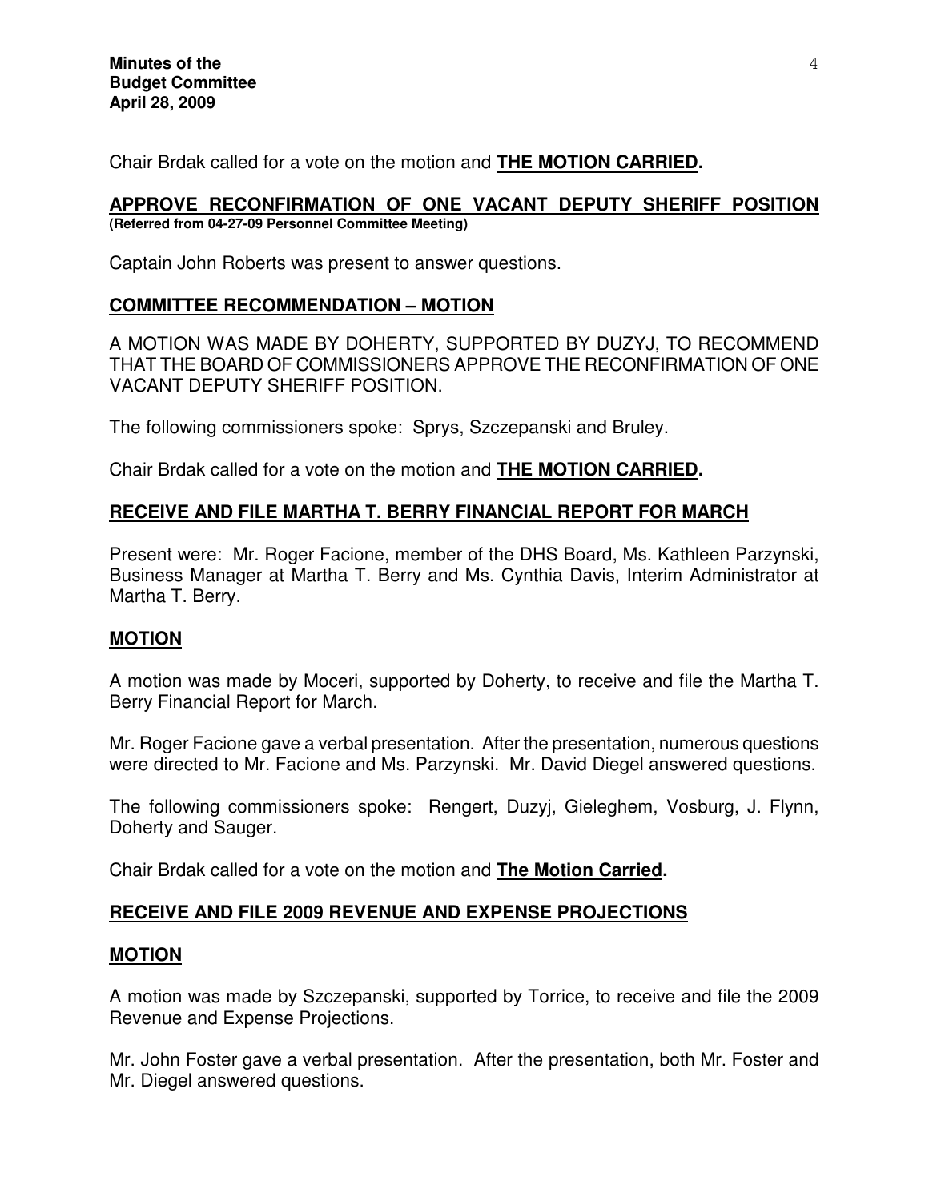Chair Brdak called for a vote on the motion and **THE MOTION CARRIED.**

## APPROVE RECONFIRMATION OF ONE VACANT DEPUTY SHERIFF POSITION

**(Referred from 04-27-09 Personnel Committee Meeting)**

Captain John Roberts was present to answer questions.

### COMMITTEE RECOMMENDATION – MOTION

A MOTION WAS MADE BY DOHERTY, SUPPORTED BY DUZYJ, TO RECOMMEND THAT THE BOARD OF COMMISSIONERS APPROVE THE RECONFIRMATION OF ONE VACANT DEPUTY SHERIFF POSITION.

The following commissioners spoke: Sprys, Szczepanski and Bruley.

Chair Brdak called for a vote on the motion and **THE MOTION CARRIED.**

## RECEIVE AND FILE MARTHA T. BERRY FINANCIAL REPORT FOR MARCH

Present were: Mr. Roger Facione, member of the DHS Board, Ms. Kathleen Parzynski, Business Manager at Martha T. Berry and Ms. Cynthia Davis, Interim Administrator at Martha T. Berry.

### MOTION

A motion was made by Moceri, supported by Doherty, to receive and file the Martha T. Berry Financial Report for March.

Mr. Roger Facione gave a verbal presentation. After the presentation, numerous questions were directed to Mr. Facione and Ms. Parzynski. Mr. David Diegel answered questions.

The following commissioners spoke: Rengert, Duzyj, Gieleghem, Vosburg, J. Flynn, Doherty and Sauger.

Chair Brdak called for a vote on the motion and **The Motion Carried.**

## RECEIVE AND FILE 2009 REVENUE AND EXPENSE PROJECTIONS

### MOTION

A motion was made by Szczepanski, supported by Torrice, to receive and file the 2009 Revenue and Expense Projections.

Mr. John Foster gave a verbal presentation. After the presentation, both Mr. Foster and Mr. Diegel answered questions.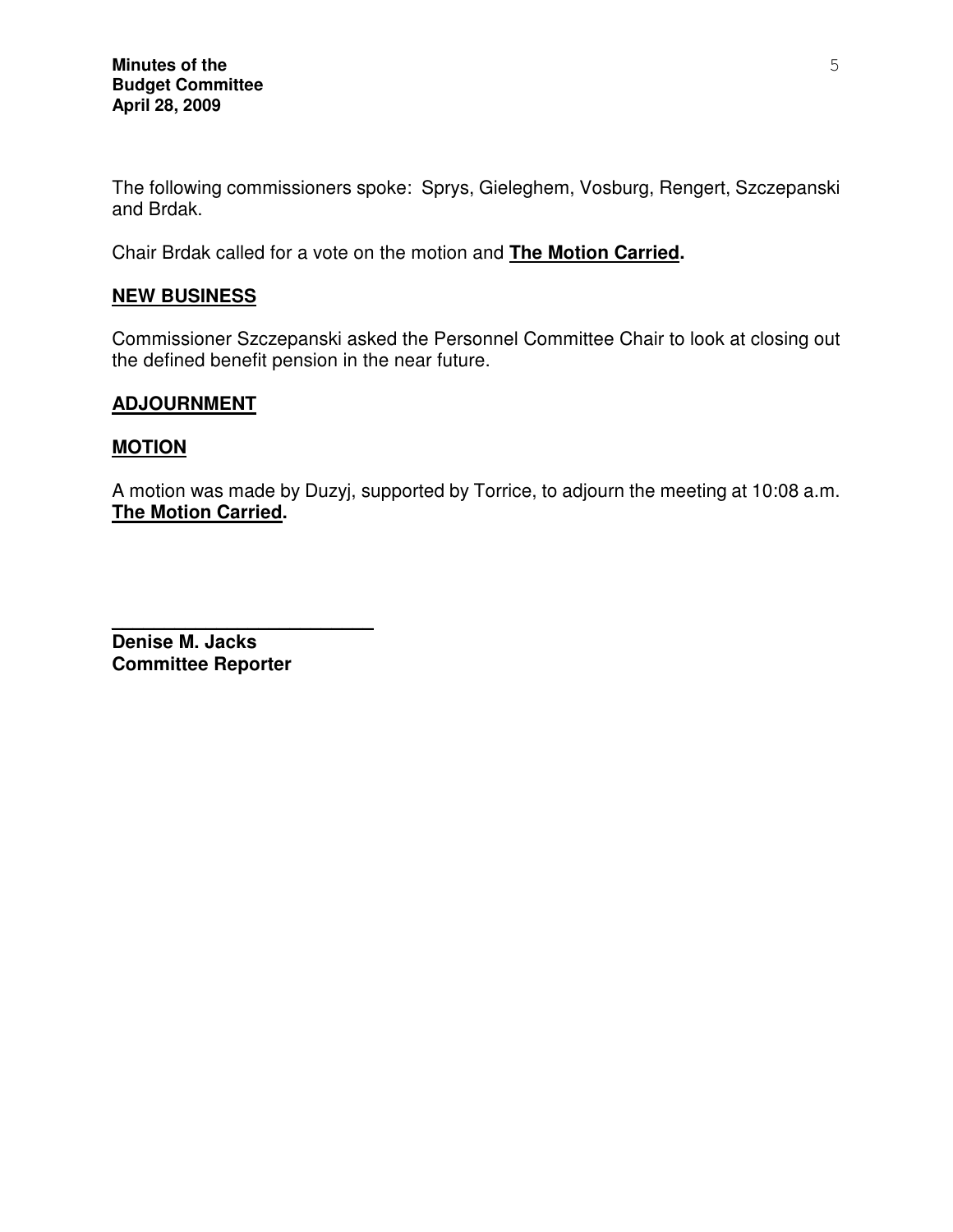The following commissioners spoke: Sprys, Gieleghem, Vosburg, Rengert, Szczepanski and Brdak.

Chair Brdak called for a vote on the motion and **The Motion Carried.**

## NEW BUSINESS

Commissioner Szczepanski asked the Personnel Committee Chair to look at closing out the defined benefit pension in the near future.

## ADJOURNMENT

## MOTION

A motion was made by Duzyj, supported by Torrice, to adjourn the meeting at 10:08 a.m. **The Motion Carried.**

\_\_\_\_\_\_\_\_\_\_\_\_\_\_\_\_\_\_\_\_\_\_\_\_\_\_

**Denise M. Jacks**
**Committee Reporter**